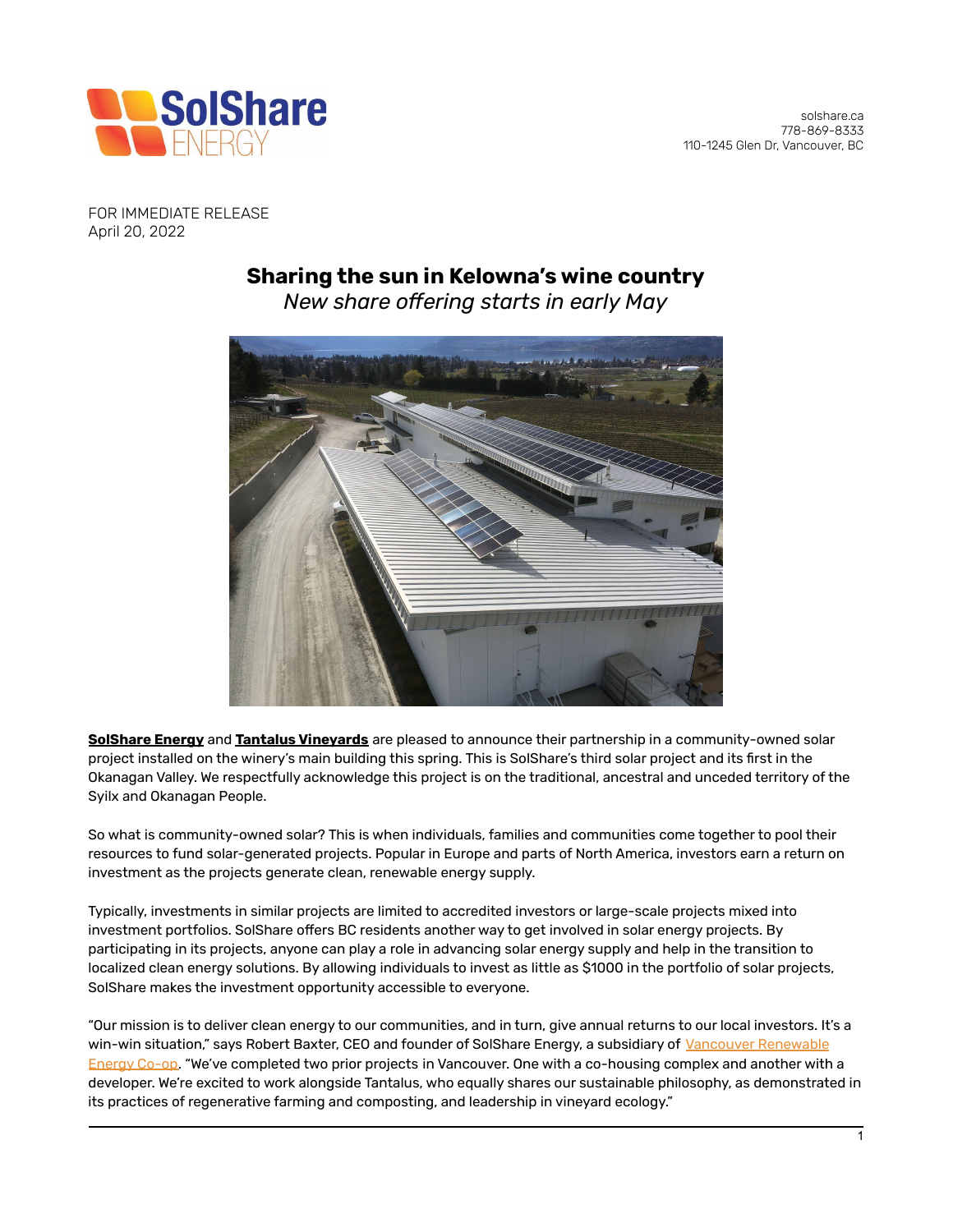solshare.ca
778-869-8333
110-1245 Glen Dr, Vancouver, BC

FOR IMMEDIATE RELEASE
April 20, 2022

# Sharing the sun in Kelowna's wine country

*New share offering starts in early May*

**SolShare Energy** and **Tantalus Vineyards** are pleased to announce their partnership in a community-owned solar project installed on the winery's main building this spring. This is SolShare's third solar project and its first in the Okanagan Valley. We respectfully acknowledge this project is on the traditional, ancestral and unceded territory of the Syilx and Okanagan People.

So what is community-owned solar? This is when individuals, families and communities come together to pool their resources to fund solar-generated projects. Popular in Europe and parts of North America, investors earn a return on investment as the projects generate clean, renewable energy supply.

Typically, investments in similar projects are limited to accredited investors or large-scale projects mixed into investment portfolios. SolShare offers BC residents another way to get involved in solar energy projects. By participating in its projects, anyone can play a role in advancing solar energy supply and help in the transition to localized clean energy solutions. By allowing individuals to invest as little as $1000 in the portfolio of solar projects, SolShare makes the investment opportunity accessible to everyone.

"Our mission is to deliver clean energy to our communities, and in turn, give annual returns to our local investors. It's a win-win situation," says Robert Baxter, CEO and founder of SolShare Energy, a subsidiary of Vancouver Renewable Energy Co-op. "We've completed two prior projects in Vancouver. One with a co-housing complex and another with a developer. We're excited to work alongside Tantalus, who equally shares our sustainable philosophy, as demonstrated in its practices of regenerative farming and composting, and leadership in vineyard ecology."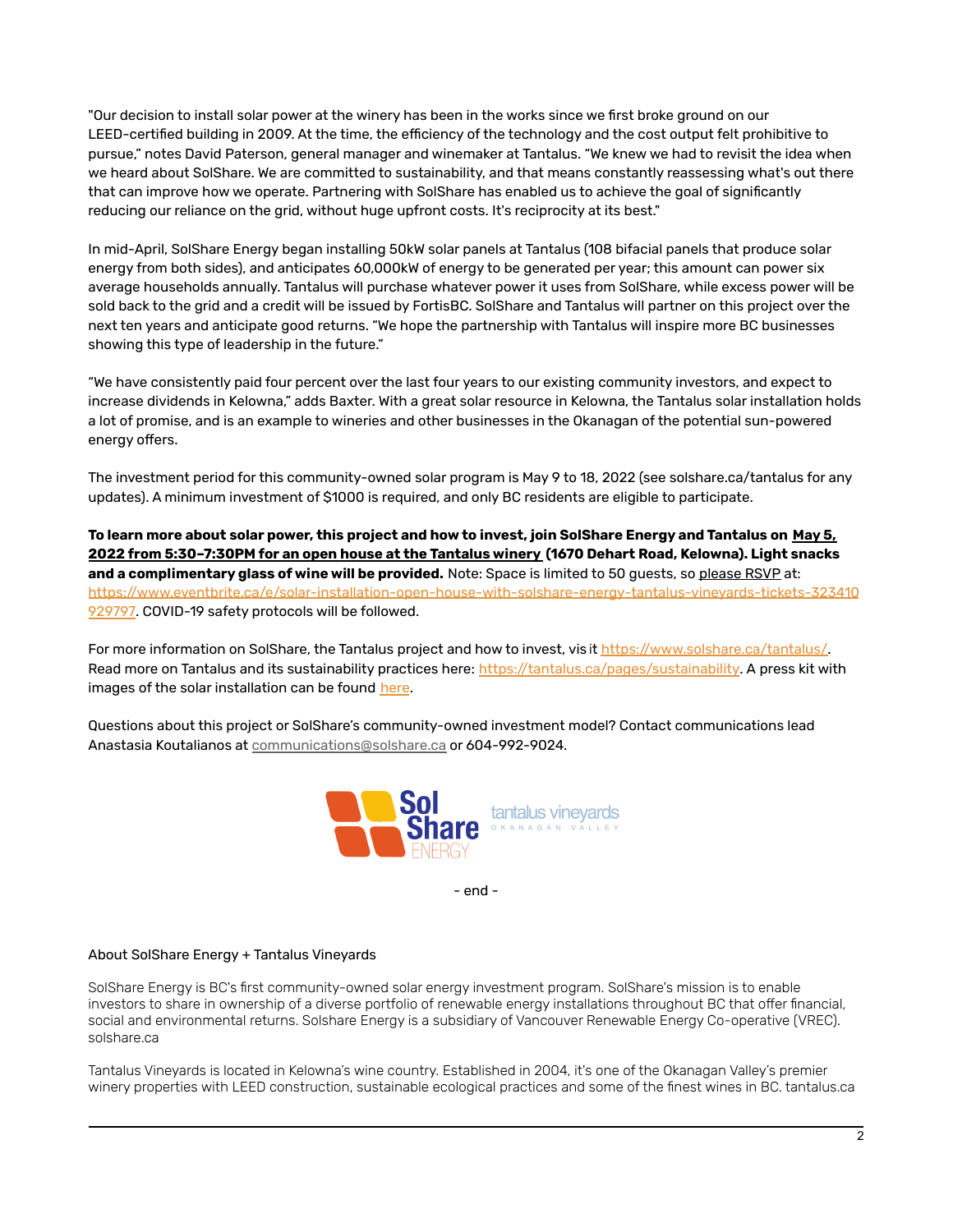"Our decision to install solar power at the winery has been in the works since we first broke ground on our LEED-certified building in 2009. At the time, the efficiency of the technology and the cost output felt prohibitive to pursue," notes David Paterson, general manager and winemaker at Tantalus. "We knew we had to revisit the idea when we heard about SolShare. We are committed to sustainability, and that means constantly reassessing what's out there that can improve how we operate. Partnering with SolShare has enabled us to achieve the goal of significantly reducing our reliance on the grid, without huge upfront costs. It's reciprocity at its best."

In mid-April, SolShare Energy began installing 50kW solar panels at Tantalus (108 bifacial panels that produce solar energy from both sides), and anticipates 60,000kW of energy to be generated per year; this amount can power six average households annually. Tantalus will purchase whatever power it uses from SolShare, while excess power will be sold back to the grid and a credit will be issued by FortisBC. SolShare and Tantalus will partner on this project over the next ten years and anticipate good returns. "We hope the partnership with Tantalus will inspire more BC businesses showing this type of leadership in the future."

"We have consistently paid four percent over the last four years to our existing community investors, and expect to increase dividends in Kelowna," adds Baxter. With a great solar resource in Kelowna, the Tantalus solar installation holds a lot of promise, and is an example to wineries and other businesses in the Okanagan of the potential sun-powered energy offers.

The investment period for this community-owned solar program is May 9 to 18, 2022 (see solshare.ca/tantalus for any updates). A minimum investment of $1000 is required, and only BC residents are eligible to participate.

**To learn more about solar power, this project and how to invest, join SolShare Energy and Tantalus on May 5, 2022 from 5:30–7:30PM for an open house at the Tantalus winery (1670 Dehart Road, Kelowna). Light snacks and a complimentary glass of wine will be provided.** Note: Space is limited to 50 guests, so please RSVP at: https://www.eventbrite.ca/e/solar-installation-open-house-with-solshare-energy-tantalus-vineyards-tickets-323410929797. COVID-19 safety protocols will be followed.

For more information on SolShare, the Tantalus project and how to invest, visit https://www.solshare.ca/tantalus/. Read more on Tantalus and its sustainability practices here: https://tantalus.ca/pages/sustainability. A press kit with images of the solar installation can be found here.

Questions about this project or SolShare's community-owned investment model? Contact communications lead Anastasia Koutalianos at communications@solshare.ca or 604-992-9024.

Sol Share ENERGY

tantalus vineyards OKANAGAN VALLEY

- end -

About SolShare Energy + Tantalus Vineyards

SolShare Energy is BC's first community-owned solar energy investment program. SolShare's mission is to enable investors to share in ownership of a diverse portfolio of renewable energy installations throughout BC that offer financial, social and environmental returns. Solshare Energy is a subsidiary of Vancouver Renewable Energy Co-operative (VREC). solshare.ca

Tantalus Vineyards is located in Kelowna's wine country. Established in 2004, it's one of the Okanagan Valley's premier winery properties with LEED construction, sustainable ecological practices and some of the finest wines in BC. tantalus.ca